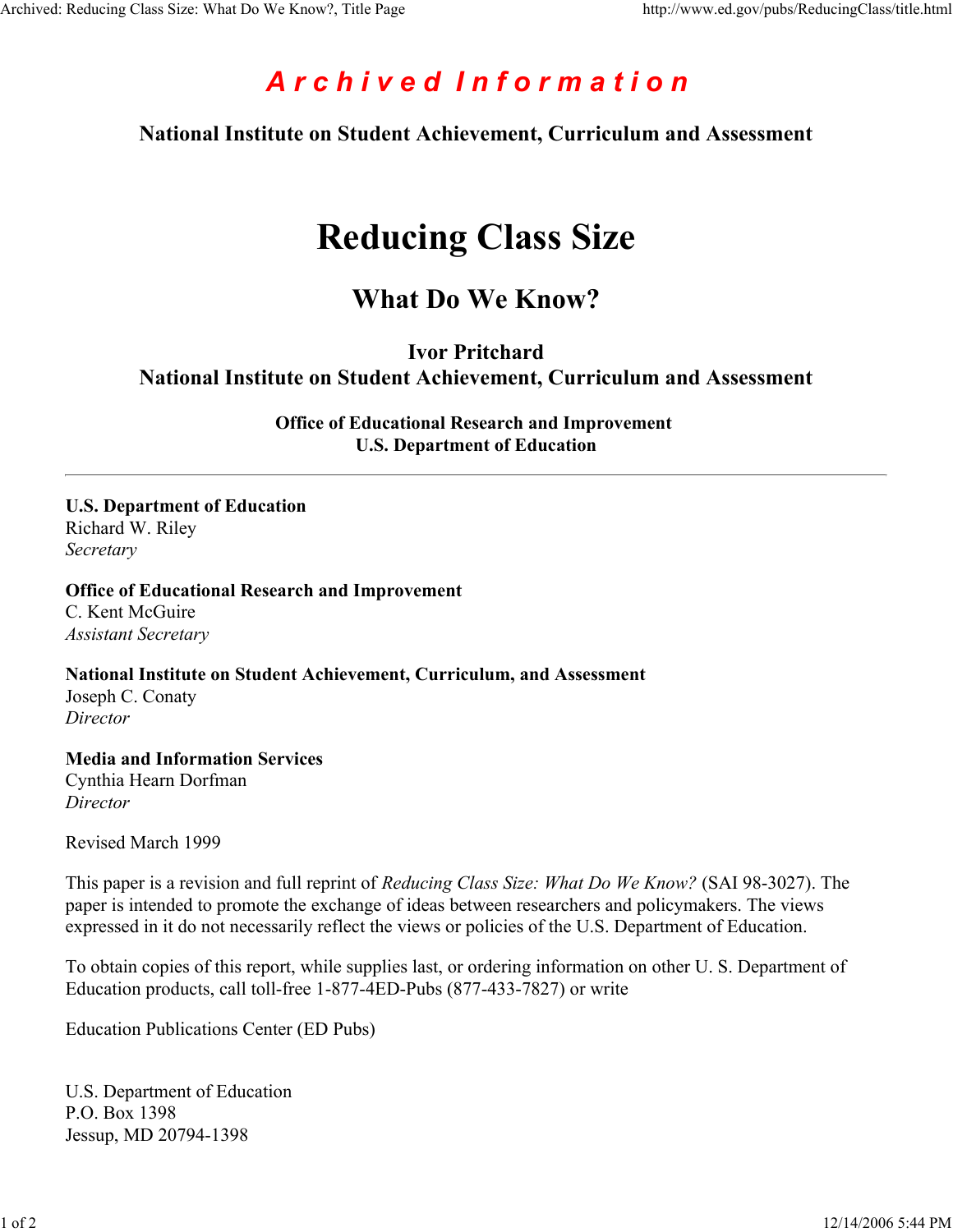**Archived Information**

**National Institute on Student Achievement, Curriculum and Assessment**

# Reducing Class Size

## What Do We Know?

**Ivor Pritchard**
**National Institute on Student Achievement, Curriculum and Assessment**

**Office of Educational Research and Improvement**
**U.S. Department of Education**

---

**U.S. Department of Education**
Richard W. Riley
*Secretary*

**Office of Educational Research and Improvement**
C. Kent McGuire
*Assistant Secretary*

**National Institute on Student Achievement, Curriculum, and Assessment**
Joseph C. Conaty
*Director*

**Media and Information Services**
Cynthia Hearn Dorfman
*Director*

Revised March 1999

This paper is a revision and full reprint of *Reducing Class Size: What Do We Know?* (SAI 98-3027). The paper is intended to promote the exchange of ideas between researchers and policymakers. The views expressed in it do not necessarily reflect the views or policies of the U.S. Department of Education.

To obtain copies of this report, while supplies last, or ordering information on other U. S. Department of Education products, call toll-free 1-877-4ED-Pubs (877-433-7827) or write

Education Publications Center (ED Pubs)

U.S. Department of Education
P.O. Box 1398
Jessup, MD 20794-1398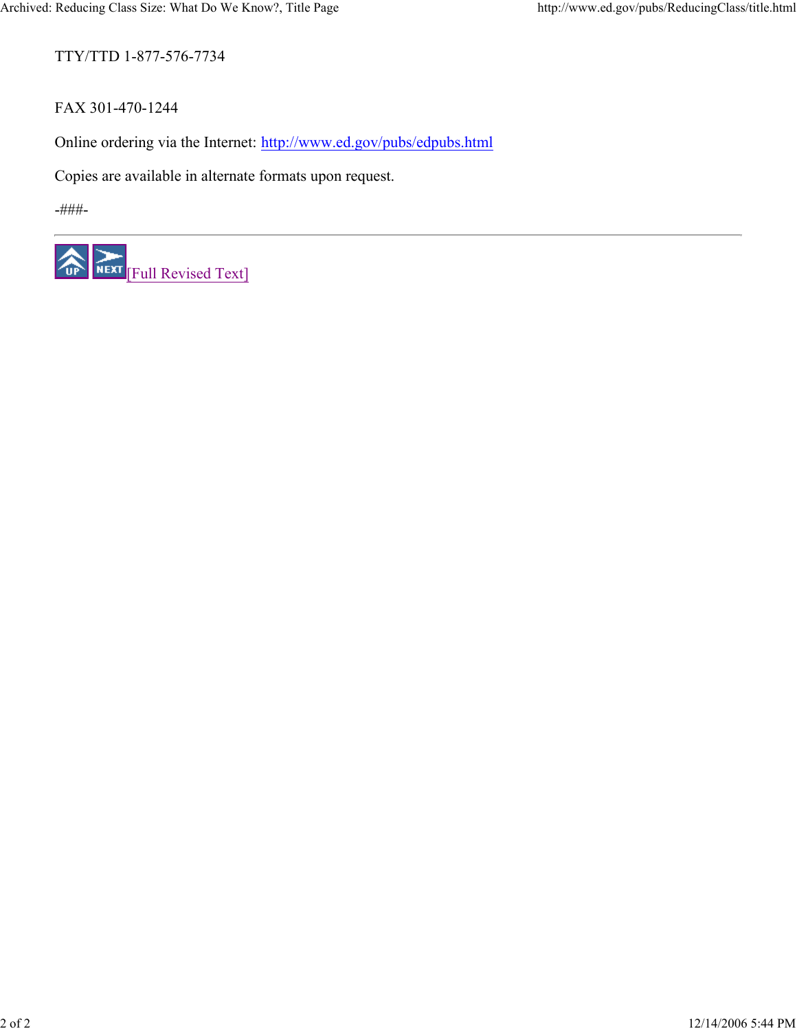TTY/TTD 1-877-576-7734

FAX 301-470-1244

Online ordering via the Internet: http://www.ed.gov/pubs/edpubs.html

Copies are available in alternate formats upon request.

-###-

---

[Full Revised Text]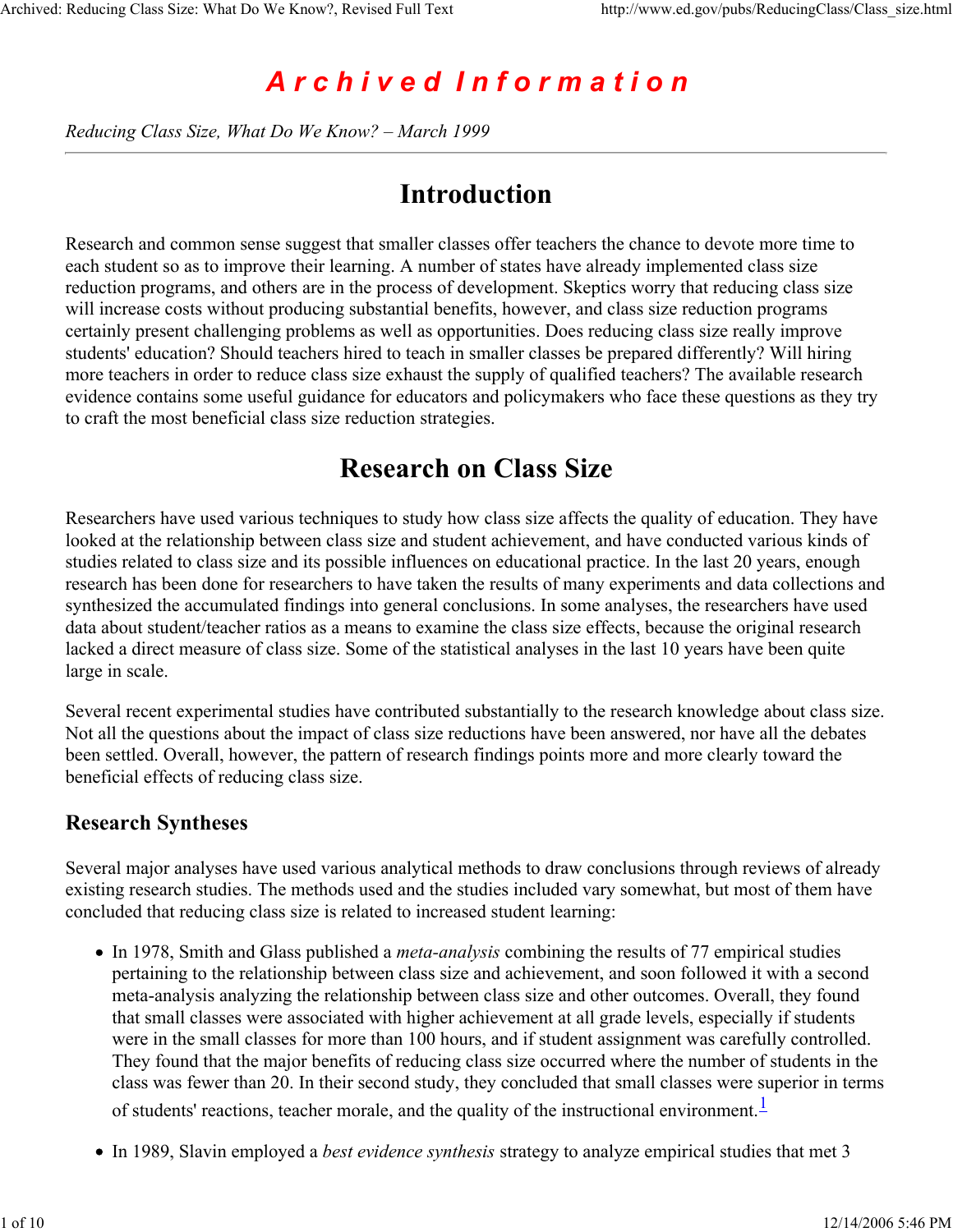# Archived Information

*Reducing Class Size, What Do We Know? – March 1999*

---

## Introduction

Research and common sense suggest that smaller classes offer teachers the chance to devote more time to each student so as to improve their learning. A number of states have already implemented class size reduction programs, and others are in the process of development. Skeptics worry that reducing class size will increase costs without producing substantial benefits, however, and class size reduction programs certainly present challenging problems as well as opportunities. Does reducing class size really improve students' education? Should teachers hired to teach in smaller classes be prepared differently? Will hiring more teachers in order to reduce class size exhaust the supply of qualified teachers? The available research evidence contains some useful guidance for educators and policymakers who face these questions as they try to craft the most beneficial class size reduction strategies.

## Research on Class Size

Researchers have used various techniques to study how class size affects the quality of education. They have looked at the relationship between class size and student achievement, and have conducted various kinds of studies related to class size and its possible influences on educational practice. In the last 20 years, enough research has been done for researchers to have taken the results of many experiments and data collections and synthesized the accumulated findings into general conclusions. In some analyses, the researchers have used data about student/teacher ratios as a means to examine the class size effects, because the original research lacked a direct measure of class size. Some of the statistical analyses in the last 10 years have been quite large in scale.

Several recent experimental studies have contributed substantially to the research knowledge about class size. Not all the questions about the impact of class size reductions have been answered, nor have all the debates been settled. Overall, however, the pattern of research findings points more and more clearly toward the beneficial effects of reducing class size.

### Research Syntheses

Several major analyses have used various analytical methods to draw conclusions through reviews of already existing research studies. The methods used and the studies included vary somewhat, but most of them have concluded that reducing class size is related to increased student learning:

- In 1978, Smith and Glass published a *meta-analysis* combining the results of 77 empirical studies pertaining to the relationship between class size and achievement, and soon followed it with a second meta-analysis analyzing the relationship between class size and other outcomes. Overall, they found that small classes were associated with higher achievement at all grade levels, especially if students were in the small classes for more than 100 hours, and if student assignment was carefully controlled. They found that the major benefits of reducing class size occurred where the number of students in the class was fewer than 20. In their second study, they concluded that small classes were superior in terms of students' reactions, teacher morale, and the quality of the instructional environment.[1]
- In 1989, Slavin employed a *best evidence synthesis* strategy to analyze empirical studies that met 3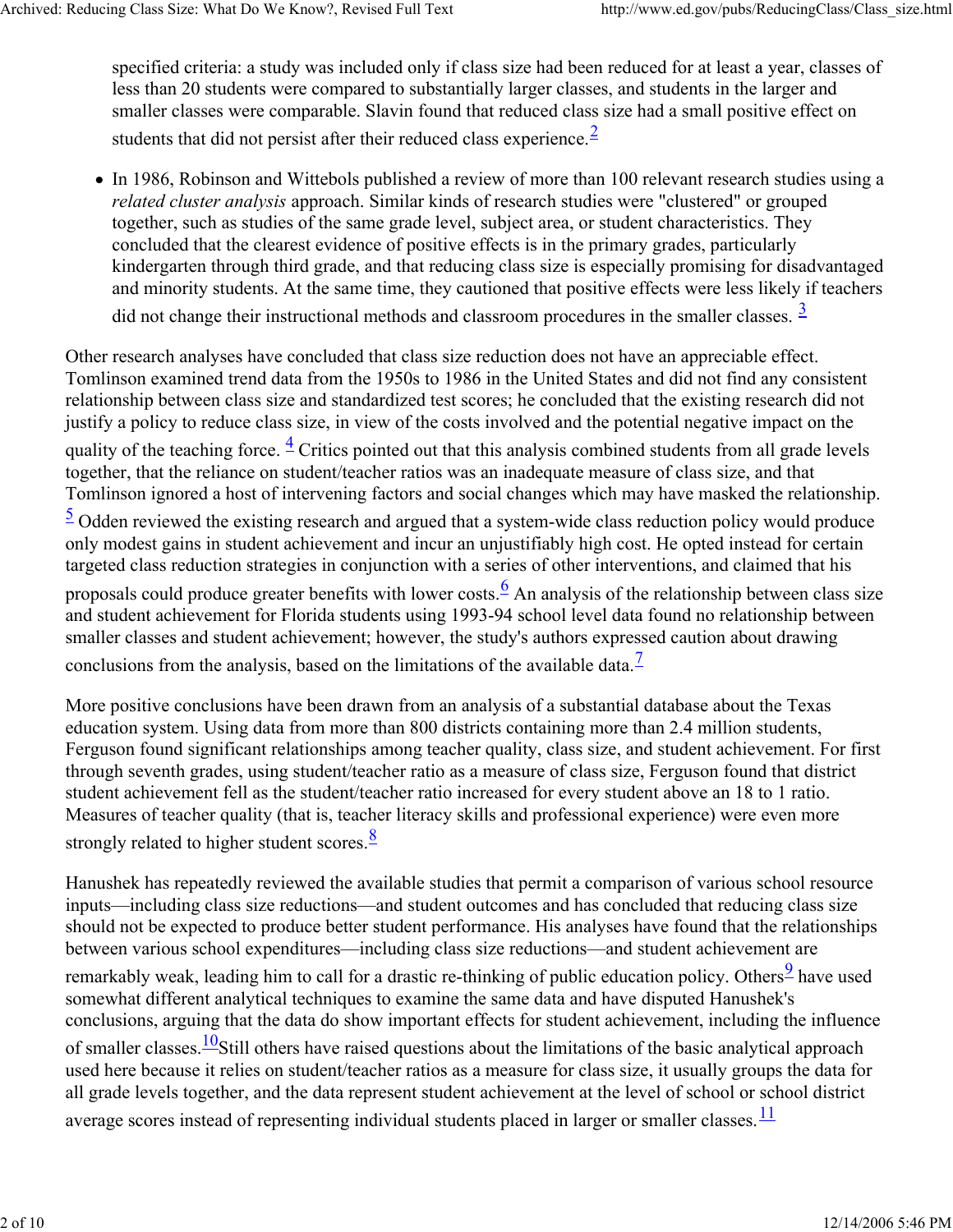specified criteria: a study was included only if class size had been reduced for at least a year, classes of less than 20 students were compared to substantially larger classes, and students in the larger and smaller classes were comparable. Slavin found that reduced class size had a small positive effect on students that did not persist after their reduced class experience.[2]

- In 1986, Robinson and Wittebols published a review of more than 100 relevant research studies using a *related cluster analysis* approach. Similar kinds of research studies were "clustered" or grouped together, such as studies of the same grade level, subject area, or student characteristics. They concluded that the clearest evidence of positive effects is in the primary grades, particularly kindergarten through third grade, and that reducing class size is especially promising for disadvantaged and minority students. At the same time, they cautioned that positive effects were less likely if teachers did not change their instructional methods and classroom procedures in the smaller classes. [3]

Other research analyses have concluded that class size reduction does not have an appreciable effect. Tomlinson examined trend data from the 1950s to 1986 in the United States and did not find any consistent relationship between class size and standardized test scores; he concluded that the existing research did not justify a policy to reduce class size, in view of the costs involved and the potential negative impact on the quality of the teaching force. [4] Critics pointed out that this analysis combined students from all grade levels together, that the reliance on student/teacher ratios was an inadequate measure of class size, and that Tomlinson ignored a host of intervening factors and social changes which may have masked the relationship. [5] Odden reviewed the existing research and argued that a system-wide class reduction policy would produce only modest gains in student achievement and incur an unjustifiably high cost. He opted instead for certain targeted class reduction strategies in conjunction with a series of other interventions, and claimed that his proposals could produce greater benefits with lower costs.[6] An analysis of the relationship between class size and student achievement for Florida students using 1993-94 school level data found no relationship between smaller classes and student achievement; however, the study's authors expressed caution about drawing conclusions from the analysis, based on the limitations of the available data.[7]

More positive conclusions have been drawn from an analysis of a substantial database about the Texas education system. Using data from more than 800 districts containing more than 2.4 million students, Ferguson found significant relationships among teacher quality, class size, and student achievement. For first through seventh grades, using student/teacher ratio as a measure of class size, Ferguson found that district student achievement fell as the student/teacher ratio increased for every student above an 18 to 1 ratio. Measures of teacher quality (that is, teacher literacy skills and professional experience) were even more strongly related to higher student scores.[8]

Hanushek has repeatedly reviewed the available studies that permit a comparison of various school resource inputs—including class size reductions—and student outcomes and has concluded that reducing class size should not be expected to produce better student performance. His analyses have found that the relationships between various school expenditures—including class size reductions—and student achievement are remarkably weak, leading him to call for a drastic re-thinking of public education policy. Others[9] have used somewhat different analytical techniques to examine the same data and have disputed Hanushek's conclusions, arguing that the data do show important effects for student achievement, including the influence of smaller classes.[10]Still others have raised questions about the limitations of the basic analytical approach used here because it relies on student/teacher ratios as a measure for class size, it usually groups the data for all grade levels together, and the data represent student achievement at the level of school or school district average scores instead of representing individual students placed in larger or smaller classes.[11]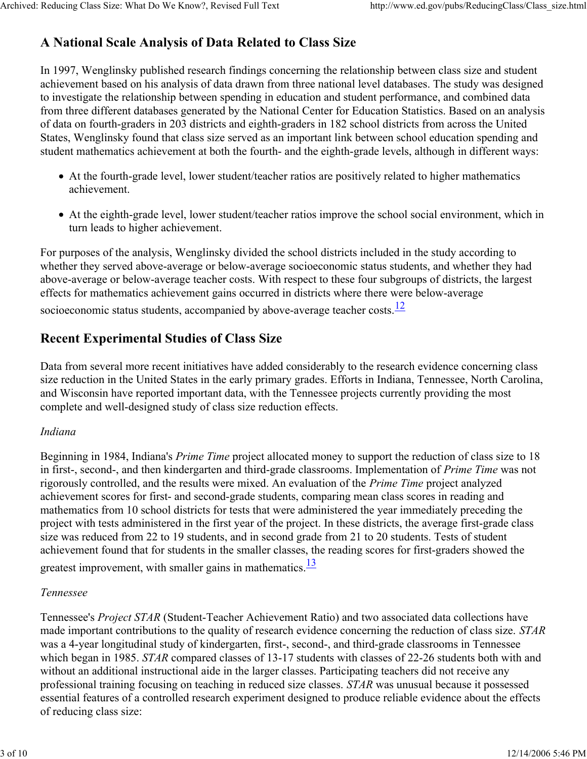## A National Scale Analysis of Data Related to Class Size

In 1997, Wenglinsky published research findings concerning the relationship between class size and student achievement based on his analysis of data drawn from three national level databases. The study was designed to investigate the relationship between spending in education and student performance, and combined data from three different databases generated by the National Center for Education Statistics. Based on an analysis of data on fourth-graders in 203 districts and eighth-graders in 182 school districts from across the United States, Wenglinsky found that class size served as an important link between school education spending and student mathematics achievement at both the fourth- and the eighth-grade levels, although in different ways:

- At the fourth-grade level, lower student/teacher ratios are positively related to higher mathematics achievement.
- At the eighth-grade level, lower student/teacher ratios improve the school social environment, which in turn leads to higher achievement.

For purposes of the analysis, Wenglinsky divided the school districts included in the study according to whether they served above-average or below-average socioeconomic status students, and whether they had above-average or below-average teacher costs. With respect to these four subgroups of districts, the largest effects for mathematics achievement gains occurred in districts where there were below-average socioeconomic status students, accompanied by above-average teacher costs.[12]

## Recent Experimental Studies of Class Size

Data from several more recent initiatives have added considerably to the research evidence concerning class size reduction in the United States in the early primary grades. Efforts in Indiana, Tennessee, North Carolina, and Wisconsin have reported important data, with the Tennessee projects currently providing the most complete and well-designed study of class size reduction effects.

*Indiana*

Beginning in 1984, Indiana's *Prime Time* project allocated money to support the reduction of class size to 18 in first-, second-, and then kindergarten and third-grade classrooms. Implementation of *Prime Time* was not rigorously controlled, and the results were mixed. An evaluation of the *Prime Time* project analyzed achievement scores for first- and second-grade students, comparing mean class scores in reading and mathematics from 10 school districts for tests that were administered the year immediately preceding the project with tests administered in the first year of the project. In these districts, the average first-grade class size was reduced from 22 to 19 students, and in second grade from 21 to 20 students. Tests of student achievement found that for students in the smaller classes, the reading scores for first-graders showed the greatest improvement, with smaller gains in mathematics.[13]

*Tennessee*

Tennessee's *Project STAR* (Student-Teacher Achievement Ratio) and two associated data collections have made important contributions to the quality of research evidence concerning the reduction of class size. *STAR* was a 4-year longitudinal study of kindergarten, first-, second-, and third-grade classrooms in Tennessee which began in 1985. *STAR* compared classes of 13-17 students with classes of 22-26 students both with and without an additional instructional aide in the larger classes. Participating teachers did not receive any professional training focusing on teaching in reduced size classes. *STAR* was unusual because it possessed essential features of a controlled research experiment designed to produce reliable evidence about the effects of reducing class size: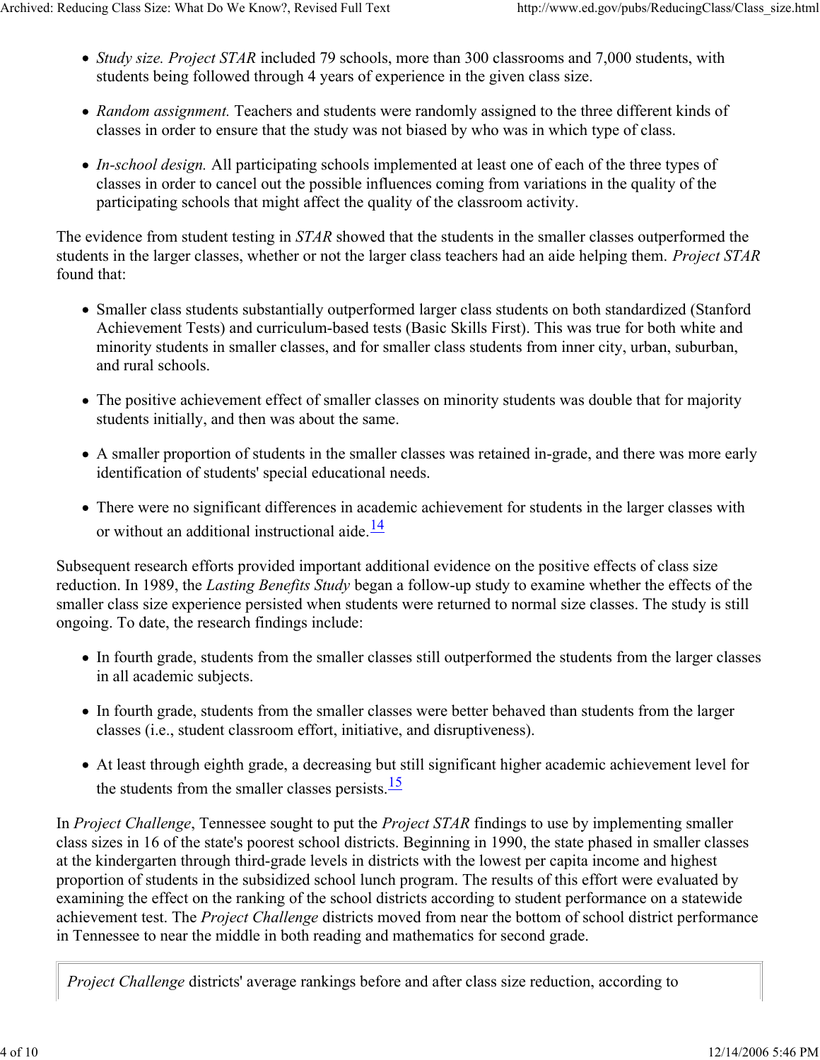- *Study size. Project STAR* included 79 schools, more than 300 classrooms and 7,000 students, with students being followed through 4 years of experience in the given class size.
- *Random assignment.* Teachers and students were randomly assigned to the three different kinds of classes in order to ensure that the study was not biased by who was in which type of class.
- *In-school design.* All participating schools implemented at least one of each of the three types of classes in order to cancel out the possible influences coming from variations in the quality of the participating schools that might affect the quality of the classroom activity.

The evidence from student testing in *STAR* showed that the students in the smaller classes outperformed the students in the larger classes, whether or not the larger class teachers had an aide helping them. *Project STAR* found that:

- Smaller class students substantially outperformed larger class students on both standardized (Stanford Achievement Tests) and curriculum-based tests (Basic Skills First). This was true for both white and minority students in smaller classes, and for smaller class students from inner city, urban, suburban, and rural schools.
- The positive achievement effect of smaller classes on minority students was double that for majority students initially, and then was about the same.
- A smaller proportion of students in the smaller classes was retained in-grade, and there was more early identification of students' special educational needs.
- There were no significant differences in academic achievement for students in the larger classes with or without an additional instructional aide.[14]

Subsequent research efforts provided important additional evidence on the positive effects of class size reduction. In 1989, the *Lasting Benefits Study* began a follow-up study to examine whether the effects of the smaller class size experience persisted when students were returned to normal size classes. The study is still ongoing. To date, the research findings include:

- In fourth grade, students from the smaller classes still outperformed the students from the larger classes in all academic subjects.
- In fourth grade, students from the smaller classes were better behaved than students from the larger classes (i.e., student classroom effort, initiative, and disruptiveness).
- At least through eighth grade, a decreasing but still significant higher academic achievement level for the students from the smaller classes persists.[15]

In *Project Challenge*, Tennessee sought to put the *Project STAR* findings to use by implementing smaller class sizes in 16 of the state's poorest school districts. Beginning in 1990, the state phased in smaller classes at the kindergarten through third-grade levels in districts with the lowest per capita income and highest proportion of students in the subsidized school lunch program. The results of this effort were evaluated by examining the effect on the ranking of the school districts according to student performance on a statewide achievement test. The *Project Challenge* districts moved from near the bottom of school district performance in Tennessee to near the middle in both reading and mathematics for second grade.

*Project Challenge* districts' average rankings before and after class size reduction, according to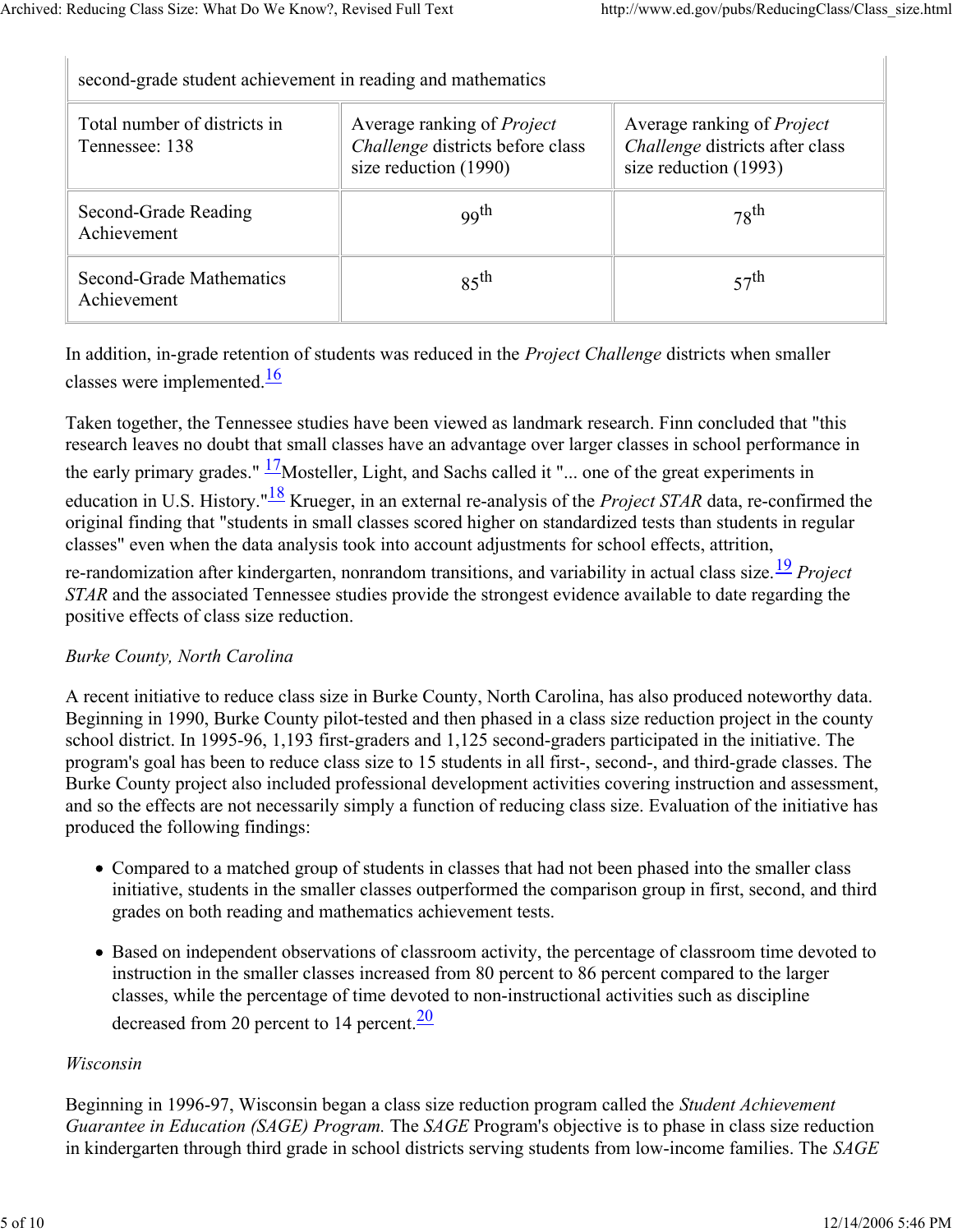| second-grade student achievement in reading and mathematics | | |
|---|---|---|
| Total number of districts in Tennessee: 138 | Average ranking of *Project Challenge* districts before class size reduction (1990) | Average ranking of *Project Challenge* districts after class size reduction (1993) |
| Second-Grade Reading Achievement | 99th | 78th |
| Second-Grade Mathematics Achievement | 85th | 57th |

In addition, in-grade retention of students was reduced in the *Project Challenge* districts when smaller classes were implemented.[16]

Taken together, the Tennessee studies have been viewed as landmark research. Finn concluded that "this research leaves no doubt that small classes have an advantage over larger classes in school performance in the early primary grades." [17]Mosteller, Light, and Sachs called it "... one of the great experiments in education in U.S. History."[18] Krueger, in an external re-analysis of the *Project STAR* data, re-confirmed the original finding that "students in small classes scored higher on standardized tests than students in regular classes" even when the data analysis took into account adjustments for school effects, attrition, re-randomization after kindergarten, nonrandom transitions, and variability in actual class size.[19] *Project STAR* and the associated Tennessee studies provide the strongest evidence available to date regarding the positive effects of class size reduction.

*Burke County, North Carolina*

A recent initiative to reduce class size in Burke County, North Carolina, has also produced noteworthy data. Beginning in 1990, Burke County pilot-tested and then phased in a class size reduction project in the county school district. In 1995-96, 1,193 first-graders and 1,125 second-graders participated in the initiative. The program's goal has been to reduce class size to 15 students in all first-, second-, and third-grade classes. The Burke County project also included professional development activities covering instruction and assessment, and so the effects are not necessarily simply a function of reducing class size. Evaluation of the initiative has produced the following findings:

- Compared to a matched group of students in classes that had not been phased into the smaller class initiative, students in the smaller classes outperformed the comparison group in first, second, and third grades on both reading and mathematics achievement tests.
- Based on independent observations of classroom activity, the percentage of classroom time devoted to instruction in the smaller classes increased from 80 percent to 86 percent compared to the larger classes, while the percentage of time devoted to non-instructional activities such as discipline decreased from 20 percent to 14 percent.[20]

*Wisconsin*

Beginning in 1996-97, Wisconsin began a class size reduction program called the *Student Achievement Guarantee in Education (SAGE) Program.* The *SAGE* Program's objective is to phase in class size reduction in kindergarten through third grade in school districts serving students from low-income families. The *SAGE*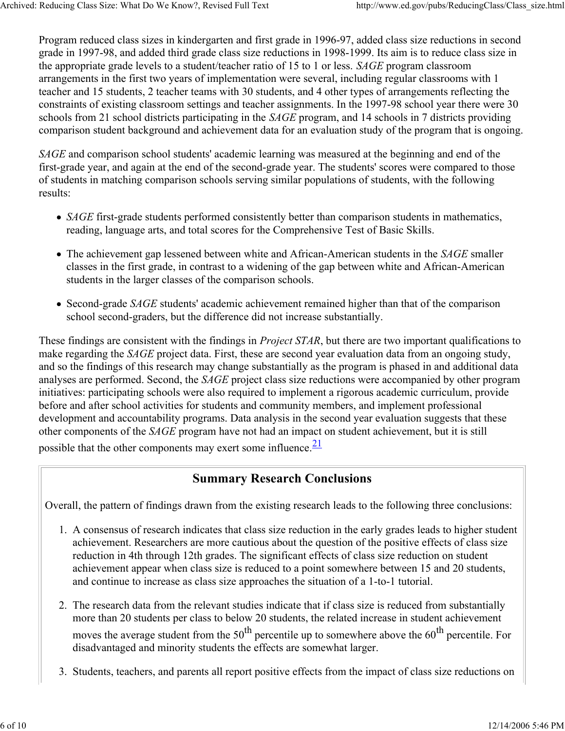Program reduced class sizes in kindergarten and first grade in 1996-97, added class size reductions in second grade in 1997-98, and added third grade class size reductions in 1998-1999. Its aim is to reduce class size in the appropriate grade levels to a student/teacher ratio of 15 to 1 or less. *SAGE* program classroom arrangements in the first two years of implementation were several, including regular classrooms with 1 teacher and 15 students, 2 teacher teams with 30 students, and 4 other types of arrangements reflecting the constraints of existing classroom settings and teacher assignments. In the 1997-98 school year there were 30 schools from 21 school districts participating in the *SAGE* program, and 14 schools in 7 districts providing comparison student background and achievement data for an evaluation study of the program that is ongoing.

*SAGE* and comparison school students' academic learning was measured at the beginning and end of the first-grade year, and again at the end of the second-grade year. The students' scores were compared to those of students in matching comparison schools serving similar populations of students, with the following results:

- *SAGE* first-grade students performed consistently better than comparison students in mathematics, reading, language arts, and total scores for the Comprehensive Test of Basic Skills.
- The achievement gap lessened between white and African-American students in the *SAGE* smaller classes in the first grade, in contrast to a widening of the gap between white and African-American students in the larger classes of the comparison schools.
- Second-grade *SAGE* students' academic achievement remained higher than that of the comparison school second-graders, but the difference did not increase substantially.

These findings are consistent with the findings in *Project STAR*, but there are two important qualifications to make regarding the *SAGE* project data. First, these are second year evaluation data from an ongoing study, and so the findings of this research may change substantially as the program is phased in and additional data analyses are performed. Second, the *SAGE* project class size reductions were accompanied by other program initiatives: participating schools were also required to implement a rigorous academic curriculum, provide before and after school activities for students and community members, and implement professional development and accountability programs. Data analysis in the second year evaluation suggests that these other components of the *SAGE* program have not had an impact on student achievement, but it is still possible that the other components may exert some influence.[21]

## Summary Research Conclusions

Overall, the pattern of findings drawn from the existing research leads to the following three conclusions:

1. A consensus of research indicates that class size reduction in the early grades leads to higher student achievement. Researchers are more cautious about the question of the positive effects of class size reduction in 4th through 12th grades. The significant effects of class size reduction on student achievement appear when class size is reduced to a point somewhere between 15 and 20 students, and continue to increase as class size approaches the situation of a 1-to-1 tutorial.
2. The research data from the relevant studies indicate that if class size is reduced from substantially more than 20 students per class to below 20 students, the related increase in student achievement moves the average student from the 50th percentile up to somewhere above the 60th percentile. For disadvantaged and minority students the effects are somewhat larger.
3. Students, teachers, and parents all report positive effects from the impact of class size reductions on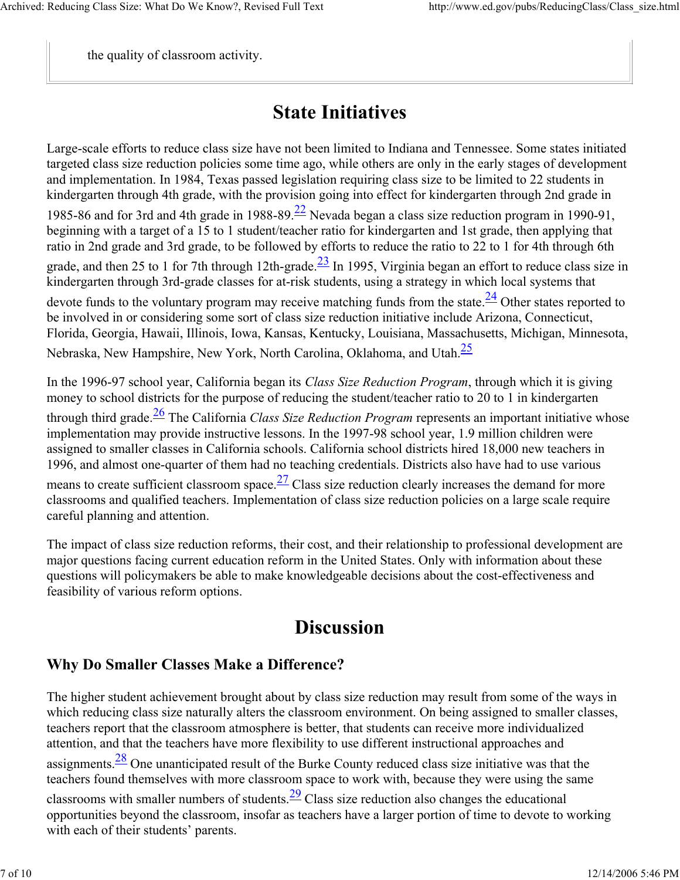the quality of classroom activity.

# State Initiatives

Large-scale efforts to reduce class size have not been limited to Indiana and Tennessee. Some states initiated targeted class size reduction policies some time ago, while others are only in the early stages of development and implementation. In 1984, Texas passed legislation requiring class size to be limited to 22 students in kindergarten through 4th grade, with the provision going into effect for kindergarten through 2nd grade in 1985-86 and for 3rd and 4th grade in 1988-89.[22] Nevada began a class size reduction program in 1990-91, beginning with a target of a 15 to 1 student/teacher ratio for kindergarten and 1st grade, then applying that ratio in 2nd grade and 3rd grade, to be followed by efforts to reduce the ratio to 22 to 1 for 4th through 6th grade, and then 25 to 1 for 7th through 12th-grade.[23] In 1995, Virginia began an effort to reduce class size in kindergarten through 3rd-grade classes for at-risk students, using a strategy in which local systems that devote funds to the voluntary program may receive matching funds from the state.[24] Other states reported to be involved in or considering some sort of class size reduction initiative include Arizona, Connecticut, Florida, Georgia, Hawaii, Illinois, Iowa, Kansas, Kentucky, Louisiana, Massachusetts, Michigan, Minnesota, Nebraska, New Hampshire, New York, North Carolina, Oklahoma, and Utah.[25]

In the 1996-97 school year, California began its *Class Size Reduction Program*, through which it is giving money to school districts for the purpose of reducing the student/teacher ratio to 20 to 1 in kindergarten through third grade.[26] The California *Class Size Reduction Program* represents an important initiative whose implementation may provide instructive lessons. In the 1997-98 school year, 1.9 million children were assigned to smaller classes in California schools. California school districts hired 18,000 new teachers in 1996, and almost one-quarter of them had no teaching credentials. Districts also have had to use various means to create sufficient classroom space.[27] Class size reduction clearly increases the demand for more classrooms and qualified teachers. Implementation of class size reduction policies on a large scale require careful planning and attention.

The impact of class size reduction reforms, their cost, and their relationship to professional development are major questions facing current education reform in the United States. Only with information about these questions will policymakers be able to make knowledgeable decisions about the cost-effectiveness and feasibility of various reform options.

# Discussion

## Why Do Smaller Classes Make a Difference?

The higher student achievement brought about by class size reduction may result from some of the ways in which reducing class size naturally alters the classroom environment. On being assigned to smaller classes, teachers report that the classroom atmosphere is better, that students can receive more individualized attention, and that the teachers have more flexibility to use different instructional approaches and assignments.[28] One unanticipated result of the Burke County reduced class size initiative was that the teachers found themselves with more classroom space to work with, because they were using the same classrooms with smaller numbers of students.[29] Class size reduction also changes the educational opportunities beyond the classroom, insofar as teachers have a larger portion of time to devote to working with each of their students' parents.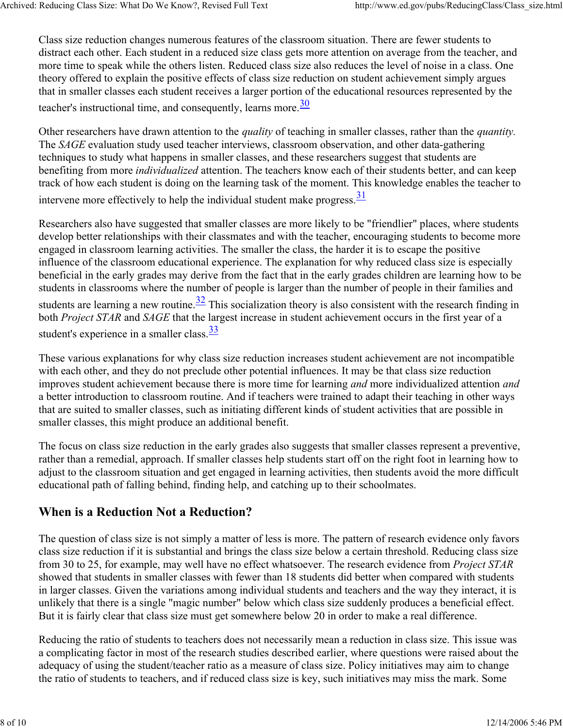Class size reduction changes numerous features of the classroom situation. There are fewer students to distract each other. Each student in a reduced size class gets more attention on average from the teacher, and more time to speak while the others listen. Reduced class size also reduces the level of noise in a class. One theory offered to explain the positive effects of class size reduction on student achievement simply argues that in smaller classes each student receives a larger portion of the educational resources represented by the teacher's instructional time, and consequently, learns more.[30]

Other researchers have drawn attention to the *quality* of teaching in smaller classes, rather than the *quantity*. The *SAGE* evaluation study used teacher interviews, classroom observation, and other data-gathering techniques to study what happens in smaller classes, and these researchers suggest that students are benefiting from more *individualized* attention. The teachers know each of their students better, and can keep track of how each student is doing on the learning task of the moment. This knowledge enables the teacher to intervene more effectively to help the individual student make progress.[31]

Researchers also have suggested that smaller classes are more likely to be "friendlier" places, where students develop better relationships with their classmates and with the teacher, encouraging students to become more engaged in classroom learning activities. The smaller the class, the harder it is to escape the positive influence of the classroom educational experience. The explanation for why reduced class size is especially beneficial in the early grades may derive from the fact that in the early grades children are learning how to be students in classrooms where the number of people is larger than the number of people in their families and students are learning a new routine.[32] This socialization theory is also consistent with the research finding in both *Project STAR* and *SAGE* that the largest increase in student achievement occurs in the first year of a student's experience in a smaller class.[33]

These various explanations for why class size reduction increases student achievement are not incompatible with each other, and they do not preclude other potential influences. It may be that class size reduction improves student achievement because there is more time for learning *and* more individualized attention *and* a better introduction to classroom routine. And if teachers were trained to adapt their teaching in other ways that are suited to smaller classes, such as initiating different kinds of student activities that are possible in smaller classes, this might produce an additional benefit.

The focus on class size reduction in the early grades also suggests that smaller classes represent a preventive, rather than a remedial, approach. If smaller classes help students start off on the right foot in learning how to adjust to the classroom situation and get engaged in learning activities, then students avoid the more difficult educational path of falling behind, finding help, and catching up to their schoolmates.

## When is a Reduction Not a Reduction?

The question of class size is not simply a matter of less is more. The pattern of research evidence only favors class size reduction if it is substantial and brings the class size below a certain threshold. Reducing class size from 30 to 25, for example, may well have no effect whatsoever. The research evidence from *Project STAR* showed that students in smaller classes with fewer than 18 students did better when compared with students in larger classes. Given the variations among individual students and teachers and the way they interact, it is unlikely that there is a single "magic number" below which class size suddenly produces a beneficial effect. But it is fairly clear that class size must get somewhere below 20 in order to make a real difference.

Reducing the ratio of students to teachers does not necessarily mean a reduction in class size. This issue was a complicating factor in most of the research studies described earlier, where questions were raised about the adequacy of using the student/teacher ratio as a measure of class size. Policy initiatives may aim to change the ratio of students to teachers, and if reduced class size is key, such initiatives may miss the mark. Some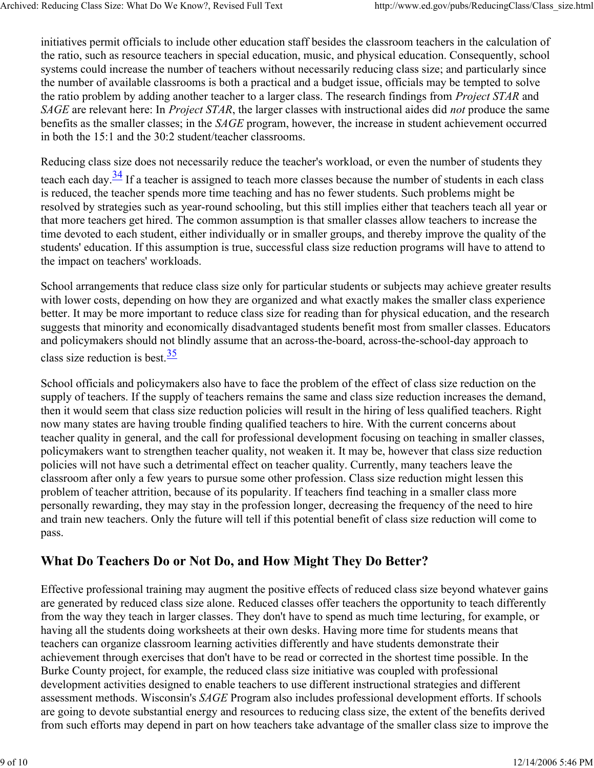initiatives permit officials to include other education staff besides the classroom teachers in the calculation of the ratio, such as resource teachers in special education, music, and physical education. Consequently, school systems could increase the number of teachers without necessarily reducing class size; and particularly since the number of available classrooms is both a practical and a budget issue, officials may be tempted to solve the ratio problem by adding another teacher to a larger class. The research findings from *Project STAR* and *SAGE* are relevant here: In *Project STAR*, the larger classes with instructional aides did *not* produce the same benefits as the smaller classes; in the *SAGE* program, however, the increase in student achievement occurred in both the 15:1 and the 30:2 student/teacher classrooms.

Reducing class size does not necessarily reduce the teacher's workload, or even the number of students they teach each day.[34] If a teacher is assigned to teach more classes because the number of students in each class is reduced, the teacher spends more time teaching and has no fewer students. Such problems might be resolved by strategies such as year-round schooling, but this still implies either that teachers teach all year or that more teachers get hired. The common assumption is that smaller classes allow teachers to increase the time devoted to each student, either individually or in smaller groups, and thereby improve the quality of the students' education. If this assumption is true, successful class size reduction programs will have to attend to the impact on teachers' workloads.

School arrangements that reduce class size only for particular students or subjects may achieve greater results with lower costs, depending on how they are organized and what exactly makes the smaller class experience better. It may be more important to reduce class size for reading than for physical education, and the research suggests that minority and economically disadvantaged students benefit most from smaller classes. Educators and policymakers should not blindly assume that an across-the-board, across-the-school-day approach to class size reduction is best.[35]

School officials and policymakers also have to face the problem of the effect of class size reduction on the supply of teachers. If the supply of teachers remains the same and class size reduction increases the demand, then it would seem that class size reduction policies will result in the hiring of less qualified teachers. Right now many states are having trouble finding qualified teachers to hire. With the current concerns about teacher quality in general, and the call for professional development focusing on teaching in smaller classes, policymakers want to strengthen teacher quality, not weaken it. It may be, however that class size reduction policies will not have such a detrimental effect on teacher quality. Currently, many teachers leave the classroom after only a few years to pursue some other profession. Class size reduction might lessen this problem of teacher attrition, because of its popularity. If teachers find teaching in a smaller class more personally rewarding, they may stay in the profession longer, decreasing the frequency of the need to hire and train new teachers. Only the future will tell if this potential benefit of class size reduction will come to pass.

## What Do Teachers Do or Not Do, and How Might They Do Better?

Effective professional training may augment the positive effects of reduced class size beyond whatever gains are generated by reduced class size alone. Reduced classes offer teachers the opportunity to teach differently from the way they teach in larger classes. They don't have to spend as much time lecturing, for example, or having all the students doing worksheets at their own desks. Having more time for students means that teachers can organize classroom learning activities differently and have students demonstrate their achievement through exercises that don't have to be read or corrected in the shortest time possible. In the Burke County project, for example, the reduced class size initiative was coupled with professional development activities designed to enable teachers to use different instructional strategies and different assessment methods. Wisconsin's *SAGE* Program also includes professional development efforts. If schools are going to devote substantial energy and resources to reducing class size, the extent of the benefits derived from such efforts may depend in part on how teachers take advantage of the smaller class size to improve the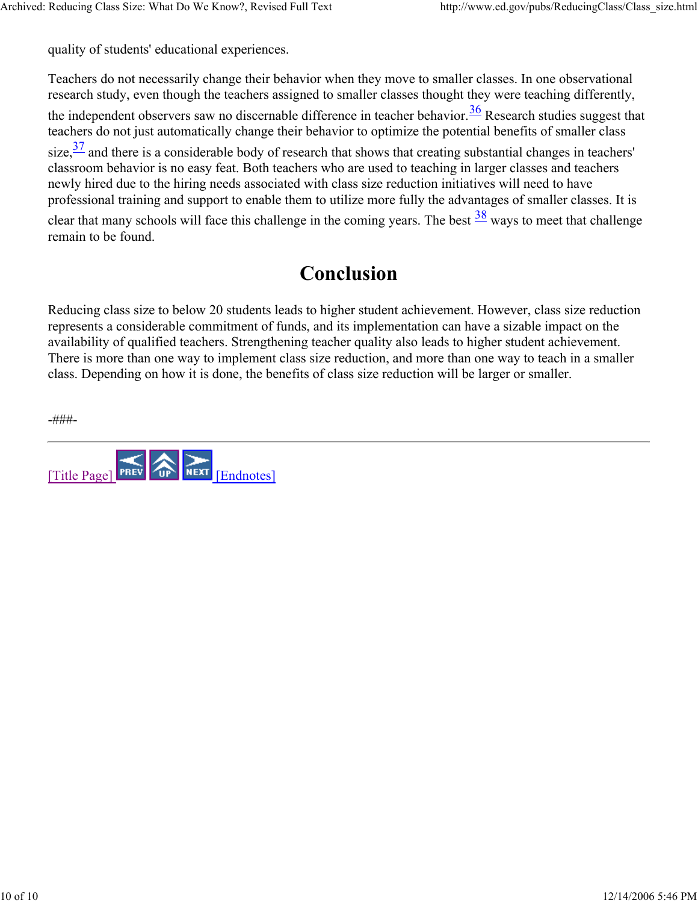quality of students' educational experiences.

Teachers do not necessarily change their behavior when they move to smaller classes. In one observational research study, even though the teachers assigned to smaller classes thought they were teaching differently, the independent observers saw no discernable difference in teacher behavior.[36] Research studies suggest that teachers do not just automatically change their behavior to optimize the potential benefits of smaller class size,[37] and there is a considerable body of research that shows that creating substantial changes in teachers' classroom behavior is no easy feat. Both teachers who are used to teaching in larger classes and teachers newly hired due to the hiring needs associated with class size reduction initiatives will need to have professional training and support to enable them to utilize more fully the advantages of smaller classes. It is clear that many schools will face this challenge in the coming years. The best [38] ways to meet that challenge remain to be found.

## Conclusion

Reducing class size to below 20 students leads to higher student achievement. However, class size reduction represents a considerable commitment of funds, and its implementation can have a sizable impact on the availability of qualified teachers. Strengthening teacher quality also leads to higher student achievement. There is more than one way to implement class size reduction, and more than one way to teach in a smaller class. Depending on how it is done, the benefits of class size reduction will be larger or smaller.

-###-

---

[Title Page] PREV UP NEXT [Endnotes]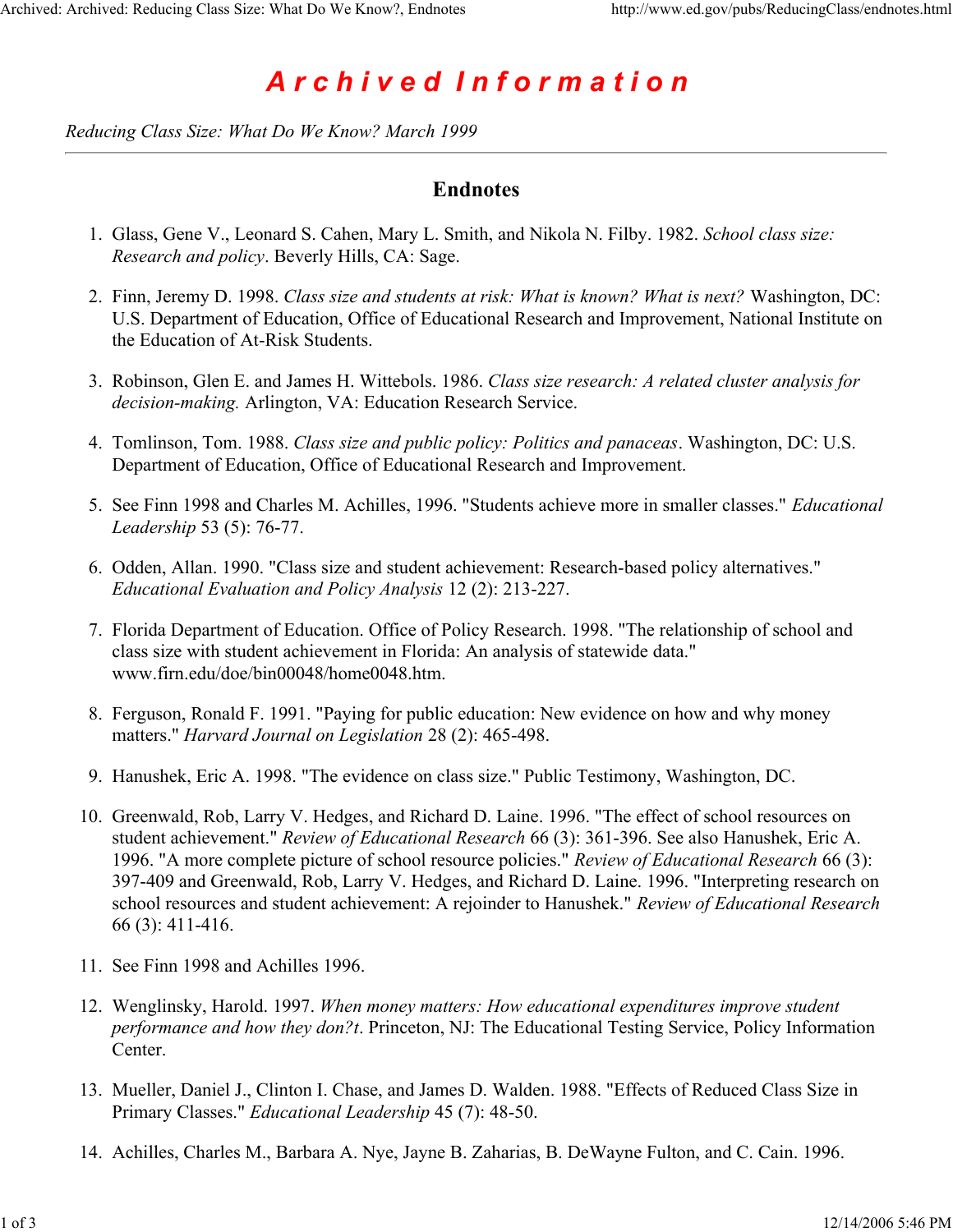# Archived Information

*Reducing Class Size: What Do We Know? March 1999*

---

## Endnotes

1. Glass, Gene V., Leonard S. Cahen, Mary L. Smith, and Nikola N. Filby. 1982. *School class size: Research and policy*. Beverly Hills, CA: Sage.

2. Finn, Jeremy D. 1998. *Class size and students at risk: What is known? What is next?* Washington, DC: U.S. Department of Education, Office of Educational Research and Improvement, National Institute on the Education of At-Risk Students.

3. Robinson, Glen E. and James H. Wittebols. 1986. *Class size research: A related cluster analysis for decision-making.* Arlington, VA: Education Research Service.

4. Tomlinson, Tom. 1988. *Class size and public policy: Politics and panaceas*. Washington, DC: U.S. Department of Education, Office of Educational Research and Improvement.

5. See Finn 1998 and Charles M. Achilles, 1996. "Students achieve more in smaller classes." *Educational Leadership* 53 (5): 76-77.

6. Odden, Allan. 1990. "Class size and student achievement: Research-based policy alternatives." *Educational Evaluation and Policy Analysis* 12 (2): 213-227.

7. Florida Department of Education. Office of Policy Research. 1998. "The relationship of school and class size with student achievement in Florida: An analysis of statewide data." www.firn.edu/doe/bin00048/home0048.htm.

8. Ferguson, Ronald F. 1991. "Paying for public education: New evidence on how and why money matters." *Harvard Journal on Legislation* 28 (2): 465-498.

9. Hanushek, Eric A. 1998. "The evidence on class size." Public Testimony, Washington, DC.

10. Greenwald, Rob, Larry V. Hedges, and Richard D. Laine. 1996. "The effect of school resources on student achievement." *Review of Educational Research* 66 (3): 361-396. See also Hanushek, Eric A. 1996. "A more complete picture of school resource policies." *Review of Educational Research* 66 (3): 397-409 and Greenwald, Rob, Larry V. Hedges, and Richard D. Laine. 1996. "Interpreting research on school resources and student achievement: A rejoinder to Hanushek." *Review of Educational Research* 66 (3): 411-416.

11. See Finn 1998 and Achilles 1996.

12. Wenglinsky, Harold. 1997. *When money matters: How educational expenditures improve student performance and how they don?t*. Princeton, NJ: The Educational Testing Service, Policy Information Center.

13. Mueller, Daniel J., Clinton I. Chase, and James D. Walden. 1988. "Effects of Reduced Class Size in Primary Classes." *Educational Leadership* 45 (7): 48-50.

14. Achilles, Charles M., Barbara A. Nye, Jayne B. Zaharias, B. DeWayne Fulton, and C. Cain. 1996.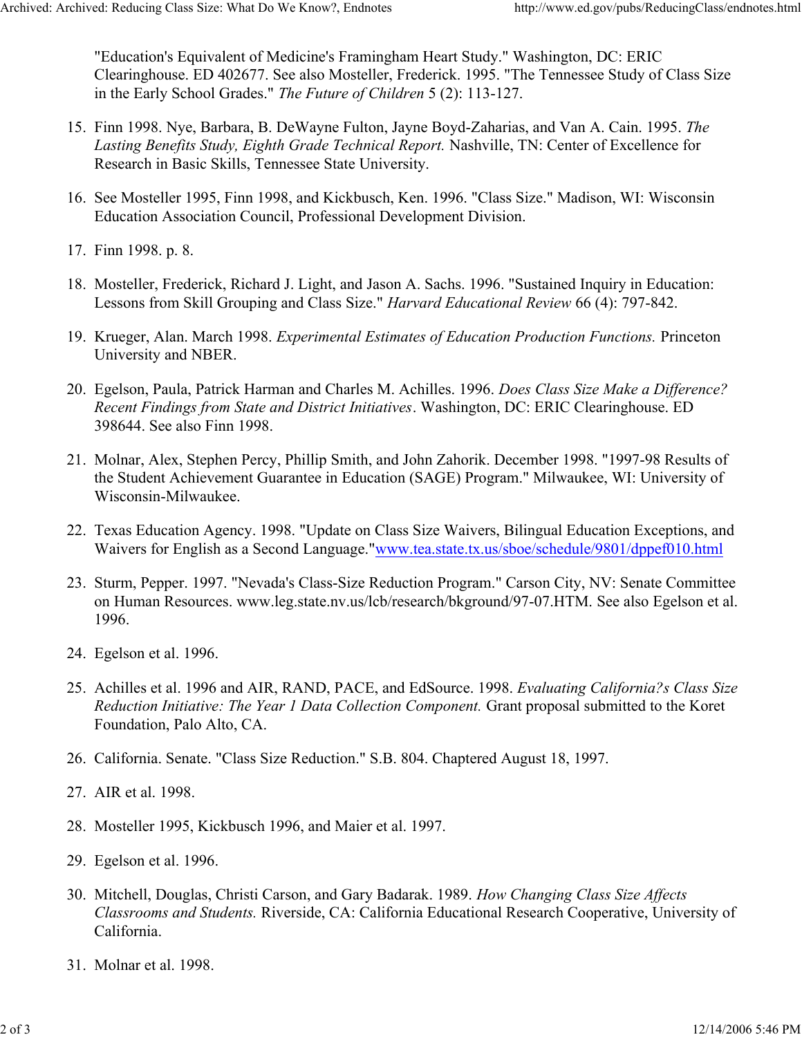"Education's Equivalent of Medicine's Framingham Heart Study." Washington, DC: ERIC Clearinghouse. ED 402677. See also Mosteller, Frederick. 1995. "The Tennessee Study of Class Size in the Early School Grades." *The Future of Children* 5 (2): 113-127.

15. Finn 1998. Nye, Barbara, B. DeWayne Fulton, Jayne Boyd-Zaharias, and Van A. Cain. 1995. *The Lasting Benefits Study, Eighth Grade Technical Report.* Nashville, TN: Center of Excellence for Research in Basic Skills, Tennessee State University.

16. See Mosteller 1995, Finn 1998, and Kickbusch, Ken. 1996. "Class Size." Madison, WI: Wisconsin Education Association Council, Professional Development Division.

17. Finn 1998. p. 8.

18. Mosteller, Frederick, Richard J. Light, and Jason A. Sachs. 1996. "Sustained Inquiry in Education: Lessons from Skill Grouping and Class Size." *Harvard Educational Review* 66 (4): 797-842.

19. Krueger, Alan. March 1998. *Experimental Estimates of Education Production Functions.* Princeton University and NBER.

20. Egelson, Paula, Patrick Harman and Charles M. Achilles. 1996. *Does Class Size Make a Difference? Recent Findings from State and District Initiatives*. Washington, DC: ERIC Clearinghouse. ED 398644. See also Finn 1998.

21. Molnar, Alex, Stephen Percy, Phillip Smith, and John Zahorik. December 1998. "1997-98 Results of the Student Achievement Guarantee in Education (SAGE) Program." Milwaukee, WI: University of Wisconsin-Milwaukee.

22. Texas Education Agency. 1998. "Update on Class Size Waivers, Bilingual Education Exceptions, and Waivers for English as a Second Language."www.tea.state.tx.us/sboe/schedule/9801/dppef010.html

23. Sturm, Pepper. 1997. "Nevada's Class-Size Reduction Program." Carson City, NV: Senate Committee on Human Resources. www.leg.state.nv.us/lcb/research/bkground/97-07.HTM. See also Egelson et al. 1996.

24. Egelson et al. 1996.

25. Achilles et al. 1996 and AIR, RAND, PACE, and EdSource. 1998. *Evaluating California?s Class Size Reduction Initiative: The Year 1 Data Collection Component.* Grant proposal submitted to the Koret Foundation, Palo Alto, CA.

26. California. Senate. "Class Size Reduction." S.B. 804. Chaptered August 18, 1997.

27. AIR et al. 1998.

28. Mosteller 1995, Kickbusch 1996, and Maier et al. 1997.

29. Egelson et al. 1996.

30. Mitchell, Douglas, Christi Carson, and Gary Badarak. 1989. *How Changing Class Size Affects Classrooms and Students.* Riverside, CA: California Educational Research Cooperative, University of California.

31. Molnar et al. 1998.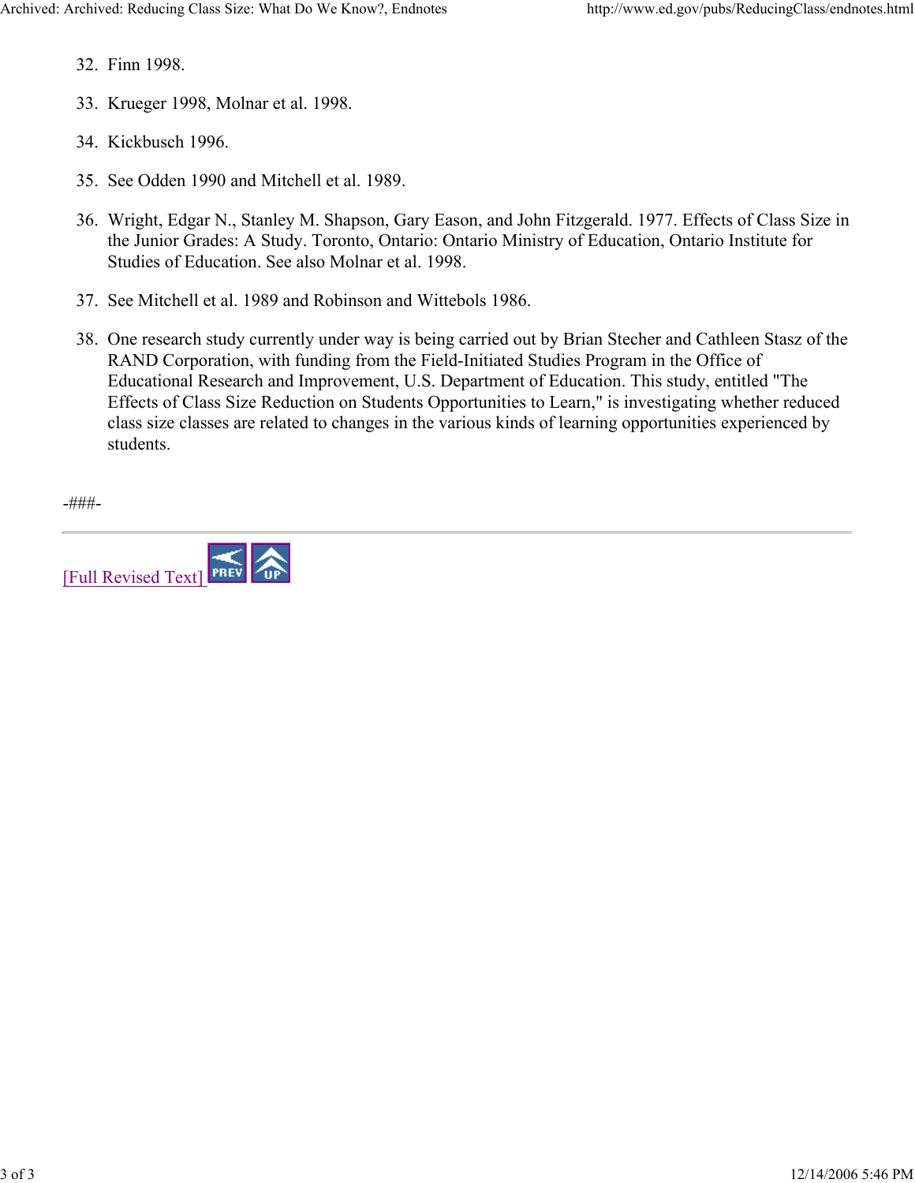32. Finn 1998.

33. Krueger 1998, Molnar et al. 1998.

34. Kickbusch 1996.

35. See Odden 1990 and Mitchell et al. 1989.

36. Wright, Edgar N., Stanley M. Shapson, Gary Eason, and John Fitzgerald. 1977. Effects of Class Size in the Junior Grades: A Study. Toronto, Ontario: Ontario Ministry of Education, Ontario Institute for Studies of Education. See also Molnar et al. 1998.

37. See Mitchell et al. 1989 and Robinson and Wittebols 1986.

38. One research study currently under way is being carried out by Brian Stecher and Cathleen Stasz of the RAND Corporation, with funding from the Field-Initiated Studies Program in the Office of Educational Research and Improvement, U.S. Department of Education. This study, entitled "The Effects of Class Size Reduction on Students Opportunities to Learn," is investigating whether reduced class size classes are related to changes in the various kinds of learning opportunities experienced by students.

-###-

---

[Full Revised Text] PREV UP